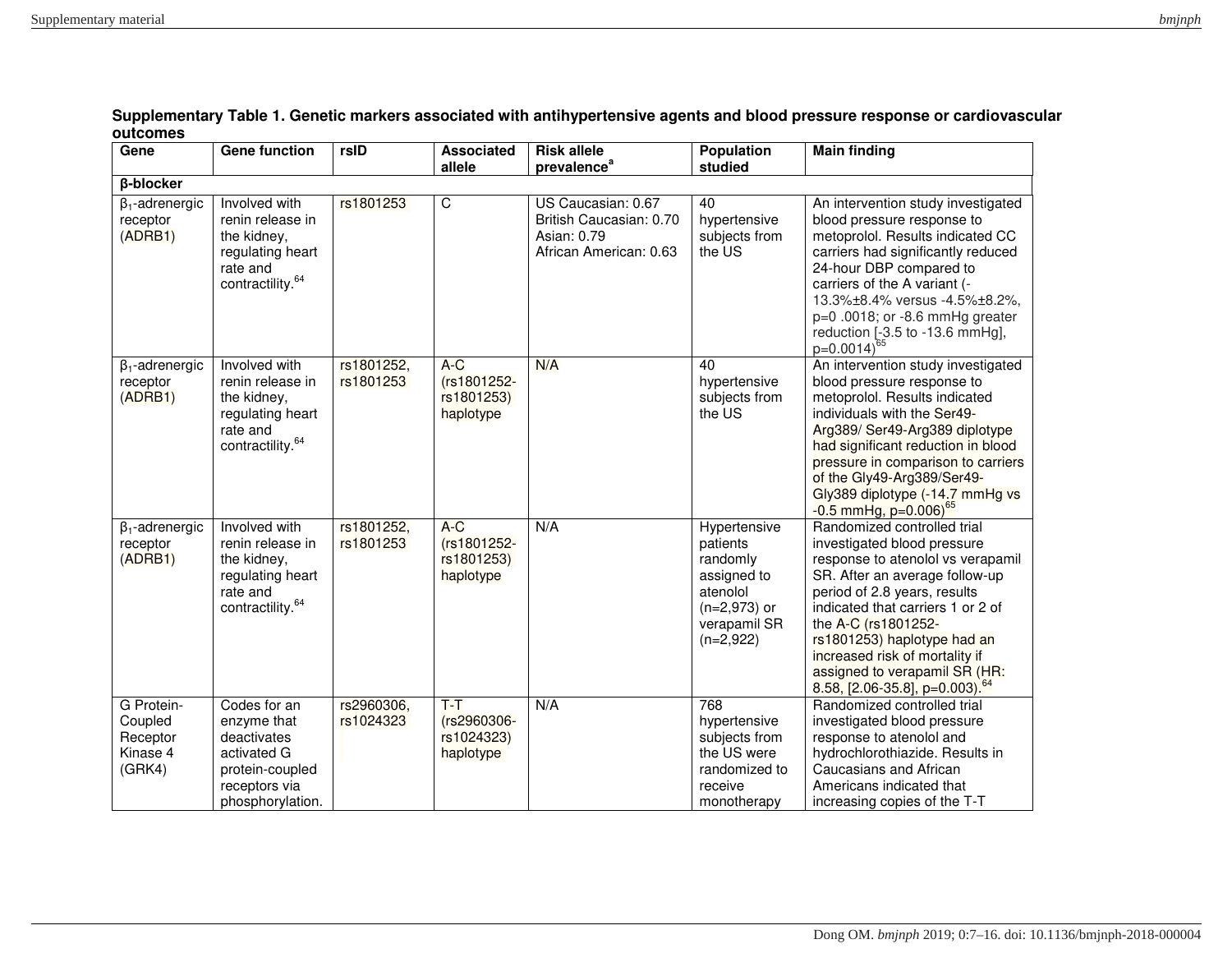**Supplementary Table 1. Genetic markers associated with antihypertensive agents and blood pressure response or cardiovascular outcomes**

| Gene | Gene function | rsID | Associated allele | Risk allele prevalence[a] | Population studied | Main finding |
|---|---|---|---|---|---|---|
| **β-blocker** | | | | | | |
| $\beta_1$-adrenergic receptor (ADRB1) | Involved with renin release in the kidney, regulating heart rate and contractility.[64] | rs1801253 | C | US Caucasian: 0.67<br>British Caucasian: 0.70<br>Asian: 0.79<br>African American: 0.63 | 40 hypertensive subjects from the US | An intervention study investigated blood pressure response to metoprolol. Results indicated CC carriers had significantly reduced 24-hour DBP compared to carriers of the A variant (-13.3%±8.4% versus -4.5%±8.2%, p=0 .0018; or -8.6 mmHg greater reduction [-3.5 to -13.6 mmHg], p=0.0014)[65] |
| $\beta_1$-adrenergic receptor (ADRB1) | Involved with renin release in the kidney, regulating heart rate and contractility.[64] | rs1801252, rs1801253 | A-C (rs1801252-rs1801253) haplotype | N/A | 40 hypertensive subjects from the US | An intervention study investigated blood pressure response to metoprolol. Results indicated individuals with the Ser49-Arg389/ Ser49-Arg389 diplotype had significant reduction in blood pressure in comparison to carriers of the Gly49-Arg389/Ser49-Gly389 diplotype (-14.7 mmHg vs -0.5 mmHg, p=0.006)[65] |
| $\beta_1$-adrenergic receptor (ADRB1) | Involved with renin release in the kidney, regulating heart rate and contractility.[64] | rs1801252, rs1801253 | A-C (rs1801252-rs1801253) haplotype | N/A | Hypertensive patients randomly assigned to atenolol (n=2,973) or verapamil SR (n=2,922) | Randomized controlled trial investigated blood pressure response to atenolol vs verapamil SR. After an average follow-up period of 2.8 years, results indicated that carriers 1 or 2 of the A-C (rs1801252-rs1801253) haplotype had an increased risk of mortality if assigned to verapamil SR (HR: 8.58, [2.06-35.8], p=0.003).[64] |
| G Protein-Coupled Receptor Kinase 4 (GRK4) | Codes for an enzyme that deactivates activated G protein-coupled receptors via phosphorylation. | rs2960306, rs1024323 | T-T (rs2960306-rs1024323) haplotype | N/A | 768 hypertensive subjects from the US were randomized to receive monotherapy | Randomized controlled trial investigated blood pressure response to atenolol and hydrochlorothiazide. Results in Caucasians and African Americans indicated that increasing copies of the T-T |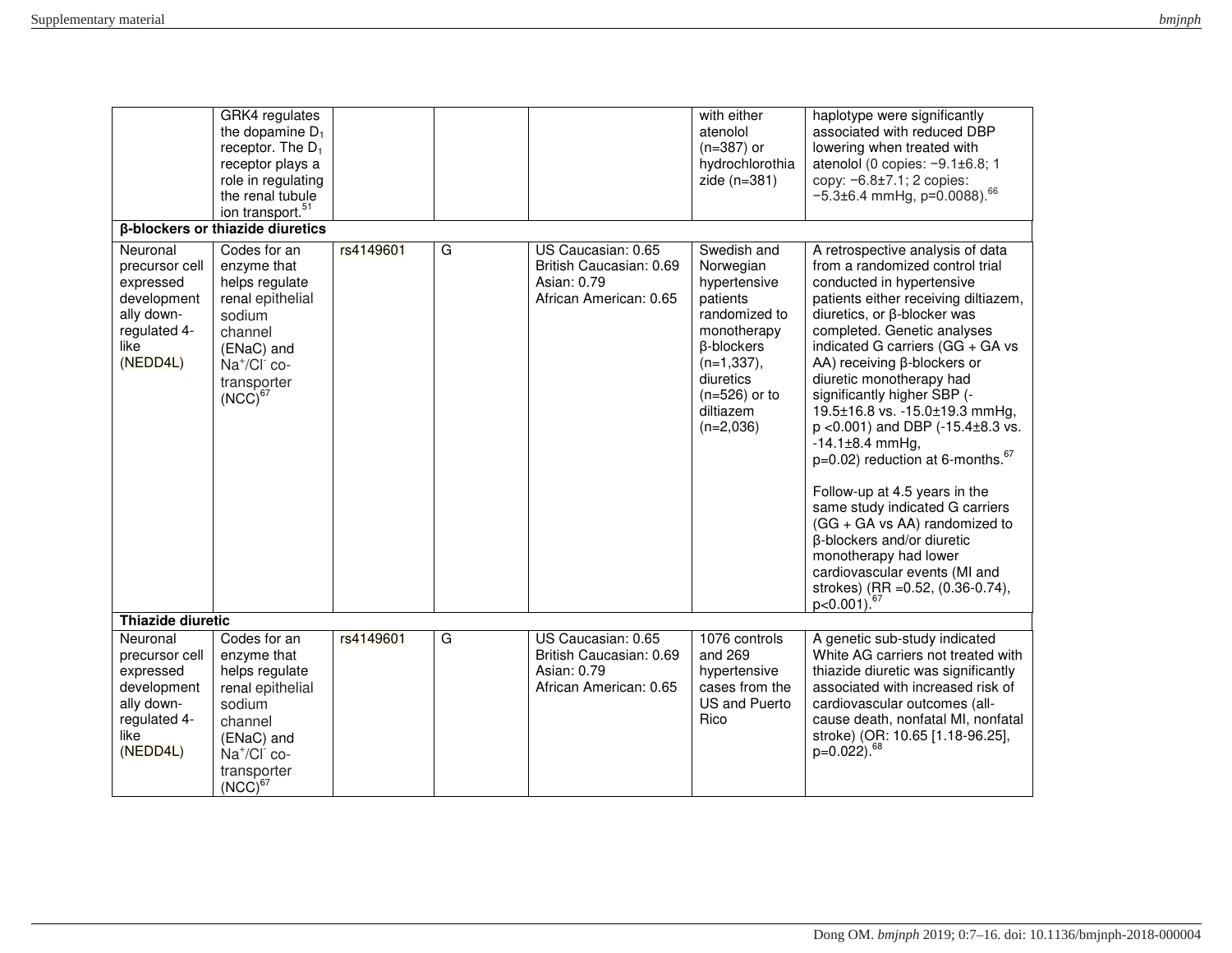| | | | | | | |
|---|---|---|---|---|---|---|
| | GRK4 regulates the dopamine $D_1$ receptor. The $D_1$ receptor plays a role in regulating the renal tubule ion transport.[51] | | | | with either atenolol (n=387) or hydrochlorothiazide (n=381) | haplotype were significantly associated with reduced DBP lowering when treated with atenolol (0 copies: −9.1±6.8; 1 copy: −6.8±7.1; 2 copies: −5.3±6.4 mmHg, p=0.0088).[66] |
| **β-blockers or thiazide diuretics** | | | | | | |
| Neuronal precursor cell expressed developmentally down-regulated 4-like (NEDD4L) | Codes for an enzyme that helps regulate renal epithelial sodium channel (ENaC) and $Na^+/Cl^-$ co-transporter (NCC)[67] | rs4149601 | G | US Caucasian: 0.65<br>British Caucasian: 0.69<br>Asian: 0.79<br>African American: 0.65 | Swedish and Norwegian hypertensive patients randomized to monotherapy β-blockers (n=1,337), diuretics (n=526) or to diltiazem (n=2,036) | A retrospective analysis of data from a randomized control trial conducted in hypertensive patients either receiving diltiazem, diuretics, or β-blocker was completed. Genetic analyses indicated G carriers (GG + GA vs AA) receiving β-blockers or diuretic monotherapy had significantly higher SBP (-19.5±16.8 vs. -15.0±19.3 mmHg, p <0.001) and DBP (-15.4±8.3 vs. -14.1±8.4 mmHg, p=0.02) reduction at 6-months.[67]<br><br>Follow-up at 4.5 years in the same study indicated G carriers (GG + GA vs AA) randomized to β-blockers and/or diuretic monotherapy had lower cardiovascular events (MI and strokes) (RR =0.52, (0.36-0.74), p<0.001).[67] |
| **Thiazide diuretic** | | | | | | |
| Neuronal precursor cell expressed developmentally down-regulated 4-like (NEDD4L) | Codes for an enzyme that helps regulate renal epithelial sodium channel (ENaC) and $Na^+/Cl^-$ co-transporter (NCC)[67] | rs4149601 | G | US Caucasian: 0.65<br>British Caucasian: 0.69<br>Asian: 0.79<br>African American: 0.65 | 1076 controls and 269 hypertensive cases from the US and Puerto Rico | A genetic sub-study indicated White AG carriers not treated with thiazide diuretic was significantly associated with increased risk of cardiovascular outcomes (all-cause death, nonfatal MI, nonfatal stroke) (OR: 10.65 [1.18-96.25], p=0.022).[68] |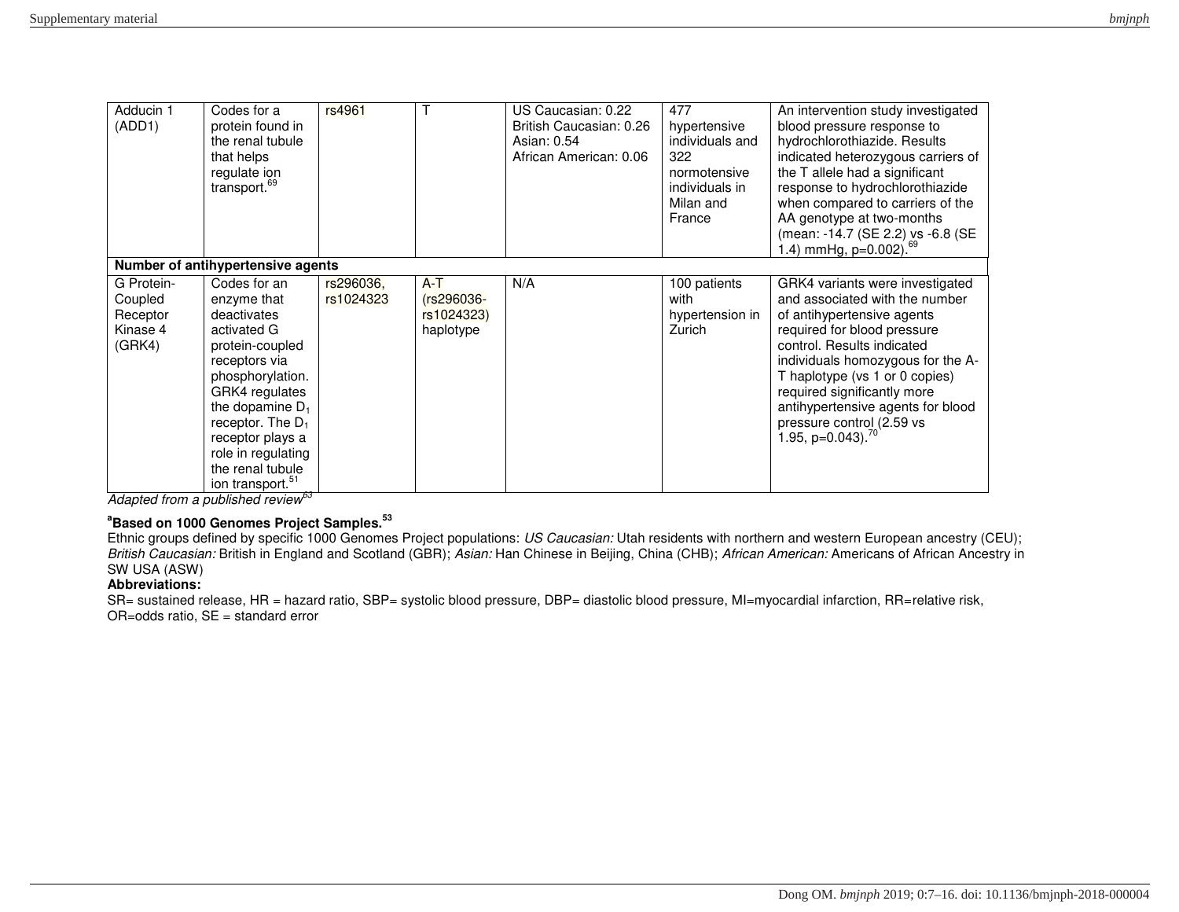| | | | | | | |
|---|---|---|---|---|---|---|
| Adducin 1 (ADD1) | Codes for a protein found in the renal tubule that helps regulate ion transport.[69] | rs4961 | T | US Caucasian: 0.22<br>British Caucasian: 0.26<br>Asian: 0.54<br>African American: 0.06 | 477 hypertensive individuals and 322 normotensive individuals in Milan and France | An intervention study investigated blood pressure response to hydrochlorothiazide. Results indicated heterozygous carriers of the T allele had a significant response to hydrochlorothiazide when compared to carriers of the AA genotype at two-months (mean: -14.7 (SE 2.2) vs -6.8 (SE 1.4) mmHg, p=0.002).[69] |
| **Number of antihypertensive agents** | | | | | | |
| G Protein-Coupled Receptor Kinase 4 (GRK4) | Codes for an enzyme that deactivates activated G protein-coupled receptors via phosphorylation. GRK4 regulates the dopamine $D_1$ receptor. The $D_1$ receptor plays a role in regulating the renal tubule ion transport.[51] | rs296036, rs1024323 | A-T (rs296036-rs1024323) haplotype | N/A | 100 patients with hypertension in Zurich | GRK4 variants were investigated and associated with the number of antihypertensive agents required for blood pressure control. Results indicated individuals homozygous for the A-T haplotype (vs 1 or 0 copies) required significantly more antihypertensive agents for blood pressure control (2.59 vs 1.95, p=0.043).[70] |

*Adapted from a published review*[63]

**[a]Based on 1000 Genomes Project Samples.[53]**

Ethnic groups defined by specific 1000 Genomes Project populations: *US Caucasian:* Utah residents with northern and western European ancestry (CEU); *British Caucasian:* British in England and Scotland (GBR); *Asian:* Han Chinese in Beijing, China (CHB); *African American:* Americans of African Ancestry in SW USA (ASW)

**Abbreviations:**

SR= sustained release, HR = hazard ratio, SBP= systolic blood pressure, DBP= diastolic blood pressure, MI=myocardial infarction, RR=relative risk, OR=odds ratio, SE = standard error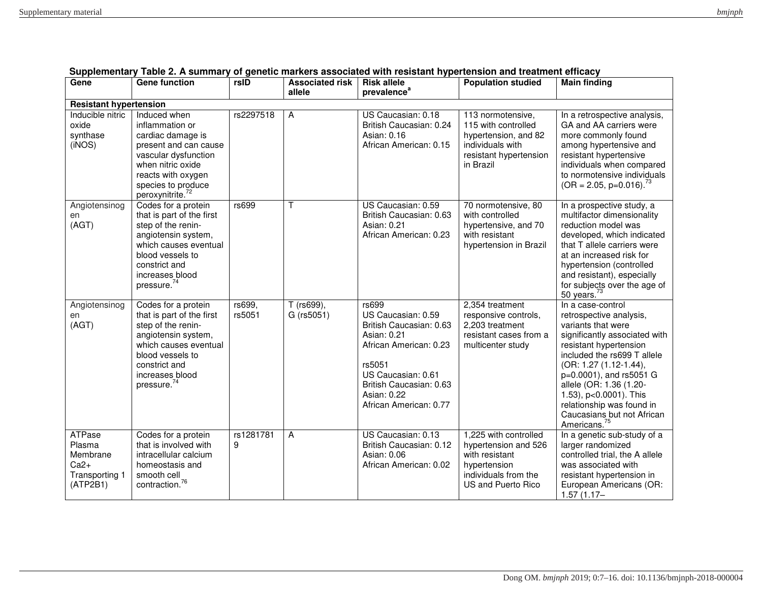**Supplementary Table 2. A summary of genetic markers associated with resistant hypertension and treatment efficacy**

| Gene | Gene function | rsID | Associated risk allele | Risk allele prevalence[a] | Population studied | Main finding |
|---|---|---|---|---|---|---|
| **Resistant hypertension** | | | | | | |
| Inducible nitric oxide synthase (iNOS) | Induced when inflammation or cardiac damage is present and can cause vascular dysfunction when nitric oxide reacts with oxygen species to produce peroxynitrite.[72] | rs2297518 | A | US Caucasian: 0.18<br>British Caucasian: 0.24<br>Asian: 0.16<br>African American: 0.15 | 113 normotensive, 115 with controlled hypertension, and 82 individuals with resistant hypertension in Brazil | In a retrospective analysis, GA and AA carriers were more commonly found among hypertensive and resistant hypertensive individuals when compared to normotensive individuals (OR = 2.05, p=0.016).[73] |
| Angiotensinogen (AGT) | Codes for a protein that is part of the first step of the renin-angiotensin system, which causes eventual blood vessels to constrict and increases blood pressure.[74] | rs699 | T | US Caucasian: 0.59<br>British Caucasian: 0.63<br>Asian: 0.21<br>African American: 0.23 | 70 normotensive, 80 with controlled hypertensive, and 70 with resistant hypertension in Brazil | In a prospective study, a multifactor dimensionality reduction model was developed, which indicated that T allele carriers were at an increased risk for hypertension (controlled and resistant), especially for subjects over the age of 50 years.[73] |
| Angiotensinogen (AGT) | Codes for a protein that is part of the first step of the renin-angiotensin system, which causes eventual blood vessels to constrict and increases blood pressure.[74] | rs699, rs5051 | T (rs699), G (rs5051) | rs699<br>US Caucasian: 0.59<br>British Caucasian: 0.63<br>Asian: 0.21<br>African American: 0.23<br><br>rs5051<br>US Caucasian: 0.61<br>British Caucasian: 0.63<br>Asian: 0.22<br>African American: 0.77 | 2,354 treatment responsive controls, 2,203 treatment resistant cases from a multicenter study | In a case-control retrospective analysis, variants that were significantly associated with resistant hypertension included the rs699 T allele (OR: 1.27 (1.12-1.44), p=0.0001), and rs5051 G allele (OR: 1.36 (1.20-1.53), p<0.0001). This relationship was found in Caucasians but not African Americans.[75] |
| ATPase Plasma Membrane Ca2+ Transporting 1 (ATP2B1) | Codes for a protein that is involved with intracellular calcium homeostasis and smooth cell contraction.[76] | rs12817819 | A | US Caucasian: 0.13<br>British Caucasian: 0.12<br>Asian: 0.06<br>African American: 0.02 | 1,225 with controlled hypertension and 526 with resistant hypertension individuals from the US and Puerto Rico | In a genetic sub-study of a larger randomized controlled trial, the A allele was associated with resistant hypertension in European Americans (OR: 1.57 (1.17– |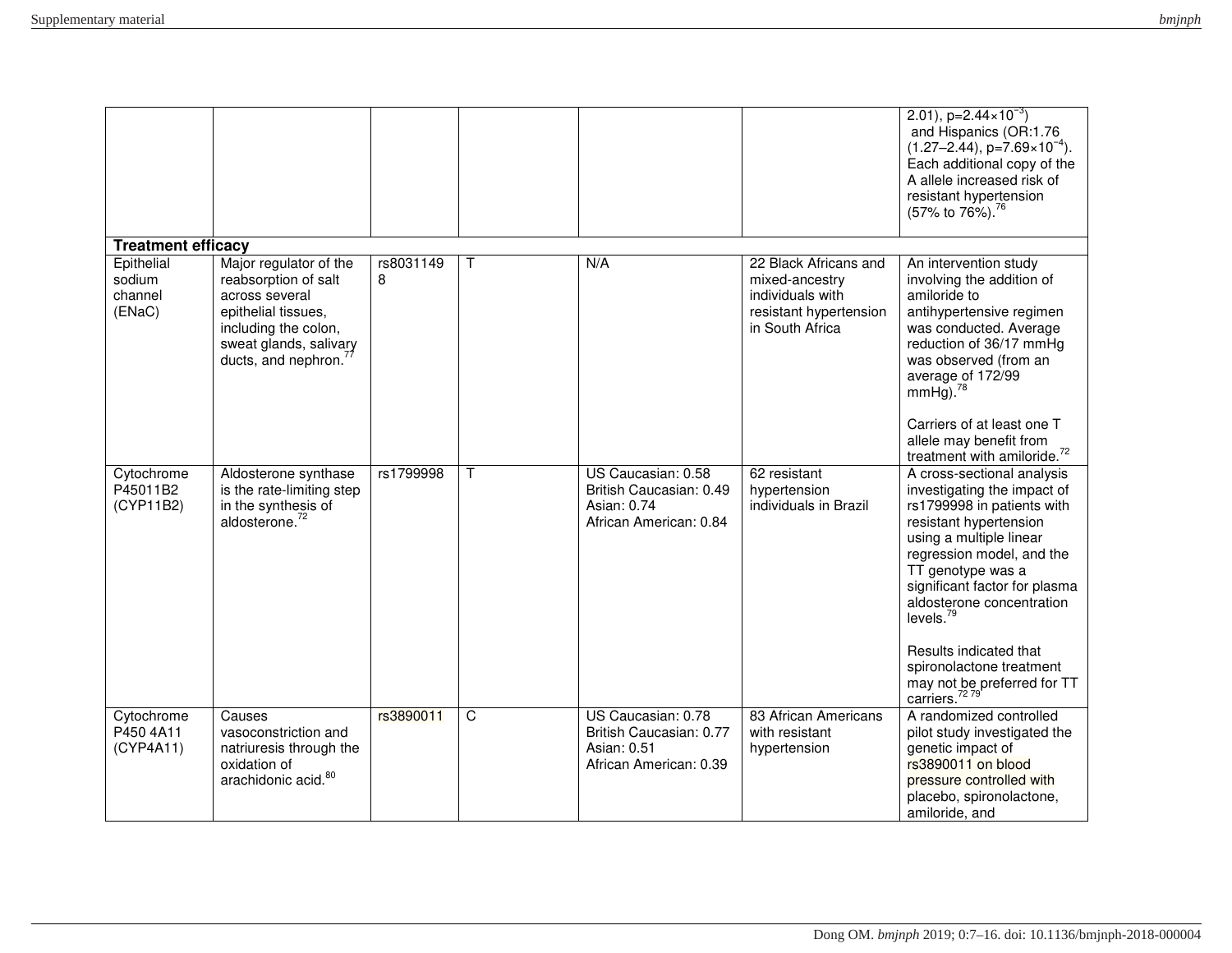| | | | | | | |
|---|---|---|---|---|---|---|
| | | | | | | 2.01), p=2.44×10$^{-3}$) and Hispanics (OR:1.76 (1.27–2.44), p=7.69×10$^{-4}$). Each additional copy of the A allele increased risk of resistant hypertension (57% to 76%).[76] |
| **Treatment efficacy** | | | | | | |
| Epithelial sodium channel (ENaC) | Major regulator of the reabsorption of salt across several epithelial tissues, including the colon, sweat glands, salivary ducts, and nephron.[77] | rs80311498 | T | N/A | 22 Black Africans and mixed-ancestry individuals with resistant hypertension in South Africa | An intervention study involving the addition of amiloride to antihypertensive regimen was conducted. Average reduction of 36/17 mmHg was observed (from an average of 172/99 mmHg).[78]<br><br>Carriers of at least one T allele may benefit from treatment with amiloride.[72] |
| Cytochrome P45011B2 (CYP11B2) | Aldosterone synthase is the rate-limiting step in the synthesis of aldosterone.[72] | rs1799998 | T | US Caucasian: 0.58<br>British Caucasian: 0.49<br>Asian: 0.74<br>African American: 0.84 | 62 resistant hypertension individuals in Brazil | A cross-sectional analysis investigating the impact of rs1799998 in patients with resistant hypertension using a multiple linear regression model, and the TT genotype was a significant factor for plasma aldosterone concentration levels.[79]<br><br>Results indicated that spironolactone treatment may not be preferred for TT carriers.[72 79] |
| Cytochrome P450 4A11 (CYP4A11) | Causes vasoconstriction and natriuresis through the oxidation of arachidonic acid.[80] | rs3890011 | C | US Caucasian: 0.78<br>British Caucasian: 0.77<br>Asian: 0.51<br>African American: 0.39 | 83 African Americans with resistant hypertension | A randomized controlled pilot study investigated the genetic impact of rs3890011 on blood pressure controlled with placebo, spironolactone, amiloride, and |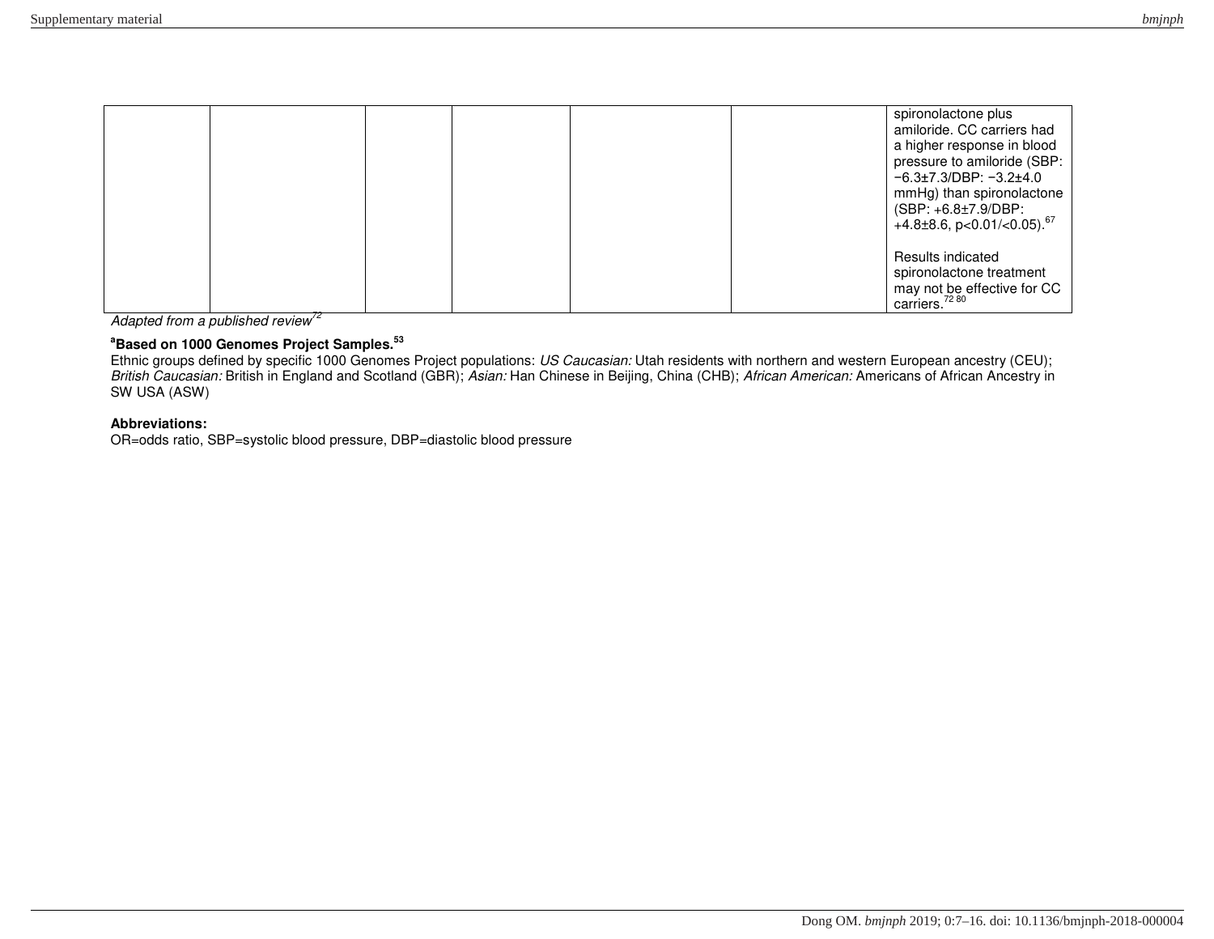| | | | | | | |
|---|---|---|---|---|---|---|
| | | | | | | spironolactone plus amiloride. CC carriers had a higher response in blood pressure to amiloride (SBP: −6.3±7.3/DBP: −3.2±4.0 mmHg) than spironolactone (SBP: +6.8±7.9/DBP: +4.8±8.6, p<0.01/<0.05).[67]<br><br>Results indicated spironolactone treatment may not be effective for CC carriers.[72 80] |

*Adapted from a published review*[72]

**[a]Based on 1000 Genomes Project Samples.[53]**

Ethnic groups defined by specific 1000 Genomes Project populations: *US Caucasian:* Utah residents with northern and western European ancestry (CEU); *British Caucasian:* British in England and Scotland (GBR); *Asian:* Han Chinese in Beijing, China (CHB); *African American:* Americans of African Ancestry in SW USA (ASW)

**Abbreviations:**

OR=odds ratio, SBP=systolic blood pressure, DBP=diastolic blood pressure